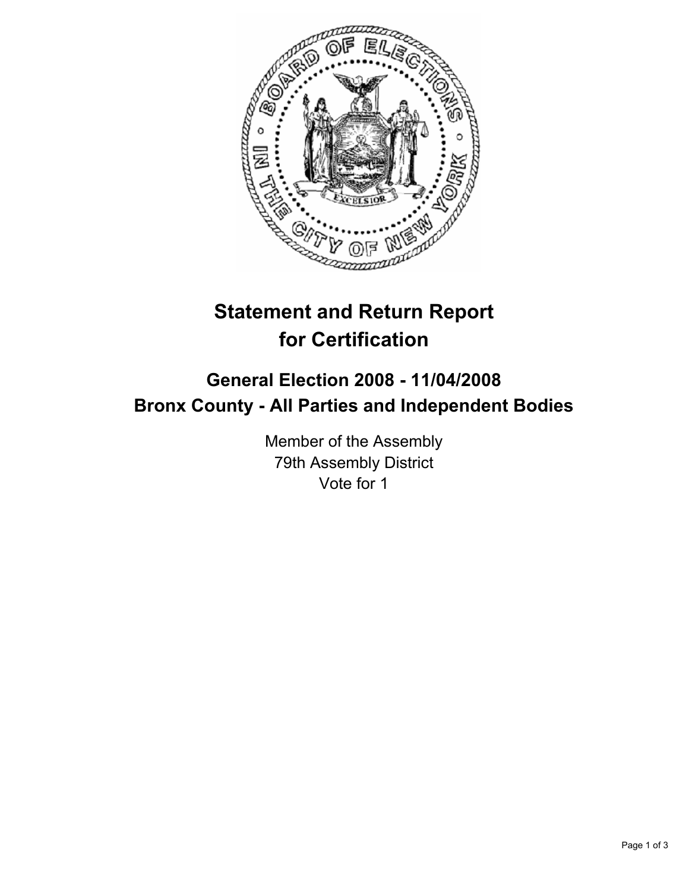# Statement and Return Report for Certification

## General Election 2008 - 11/04/2008
## Bronx County - All Parties and Independent Bodies

Member of the Assembly
79th Assembly District
Vote for 1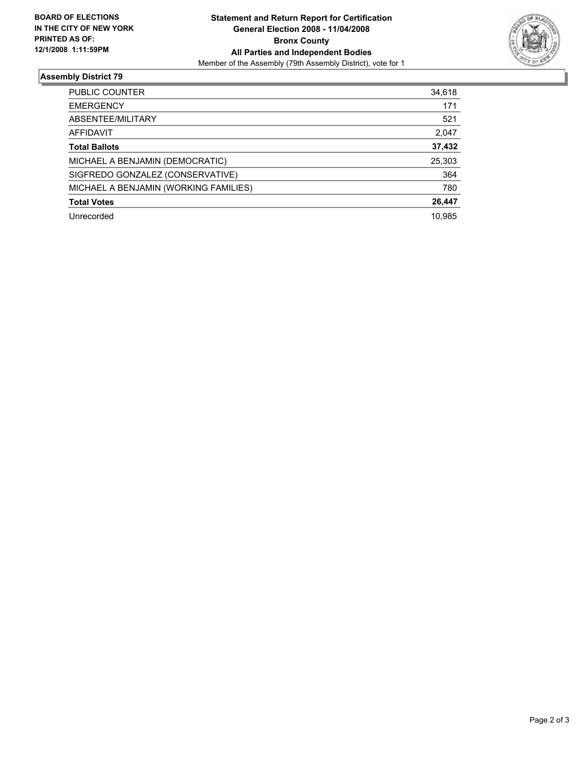**BOARD OF ELECTIONS IN THE CITY OF NEW YORK PRINTED AS OF: 12/1/2008 1:11:59PM**

**Statement and Return Report for Certification**
**General Election 2008 - 11/04/2008**
**Bronx County**
**All Parties and Independent Bodies**
Member of the Assembly (79th Assembly District), vote for 1

### Assembly District 79

| | |
|---|---|
| PUBLIC COUNTER | 34,618 |
| EMERGENCY | 171 |
| ABSENTEE/MILITARY | 521 |
| AFFIDAVIT | 2,047 |
| **Total Ballots** | **37,432** |
| MICHAEL A BENJAMIN (DEMOCRATIC) | 25,303 |
| SIGFREDO GONZALEZ (CONSERVATIVE) | 364 |
| MICHAEL A BENJAMIN (WORKING FAMILIES) | 780 |
| **Total Votes** | **26,447** |
| Unrecorded | 10,985 |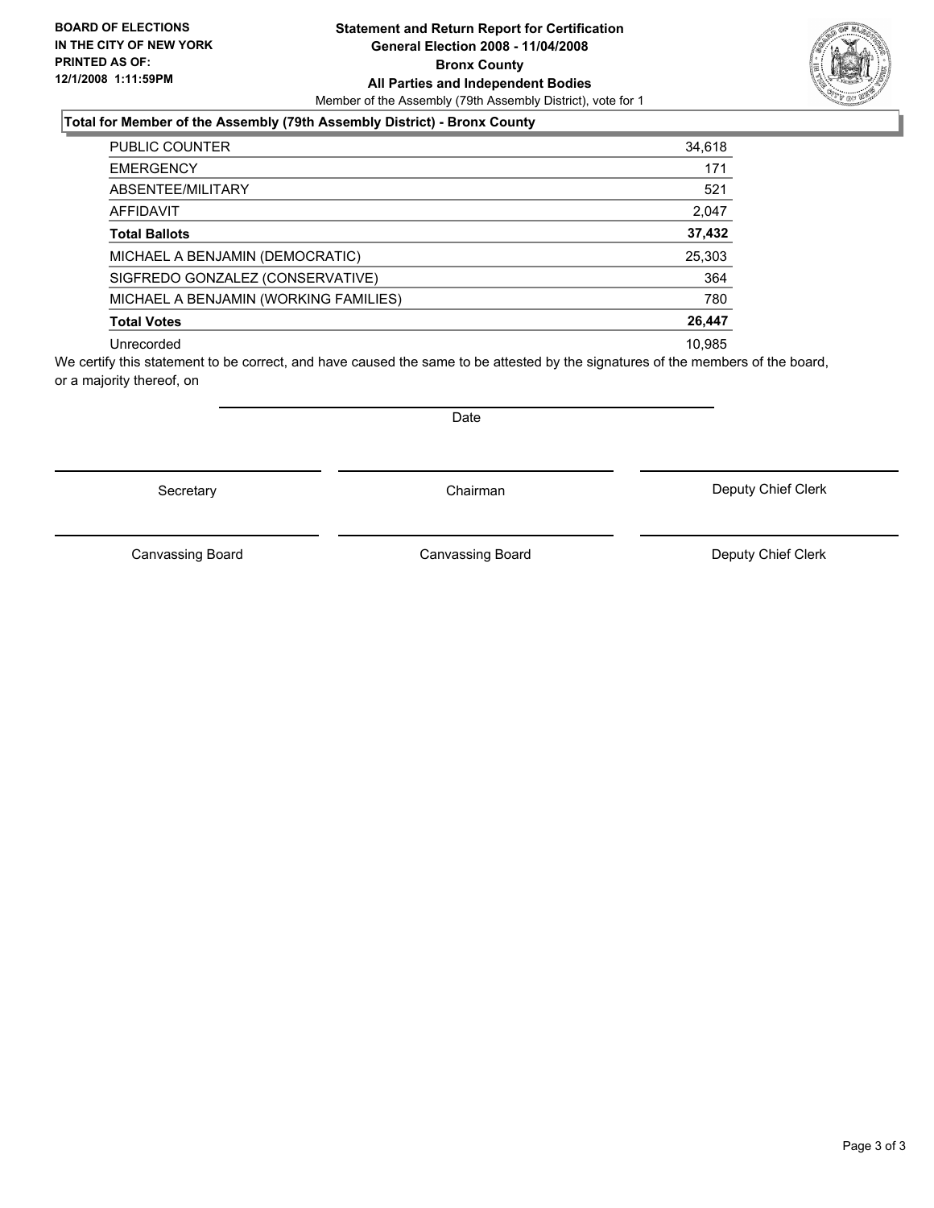**BOARD OF ELECTIONS IN THE CITY OF NEW YORK PRINTED AS OF: 12/1/2008 1:11:59PM**

**Statement and Return Report for Certification**
**General Election 2008 - 11/04/2008**
**Bronx County**
**All Parties and Independent Bodies**
Member of the Assembly (79th Assembly District), vote for 1

**Total for Member of the Assembly (79th Assembly District) - Bronx County**

| | |
|---|---|
| PUBLIC COUNTER | 34,618 |
| EMERGENCY | 171 |
| ABSENTEE/MILITARY | 521 |
| AFFIDAVIT | 2,047 |
| **Total Ballots** | **37,432** |
| MICHAEL A BENJAMIN (DEMOCRATIC) | 25,303 |
| SIGFREDO GONZALEZ (CONSERVATIVE) | 364 |
| MICHAEL A BENJAMIN (WORKING FAMILIES) | 780 |
| **Total Votes** | **26,447** |
| Unrecorded | 10,985 |

We certify this statement to be correct, and have caused the same to be attested by the signatures of the members of the board, or a majority thereof, on

Date

Secretary | Chairman | Deputy Chief Clerk

Canvassing Board | Canvassing Board | Deputy Chief Clerk